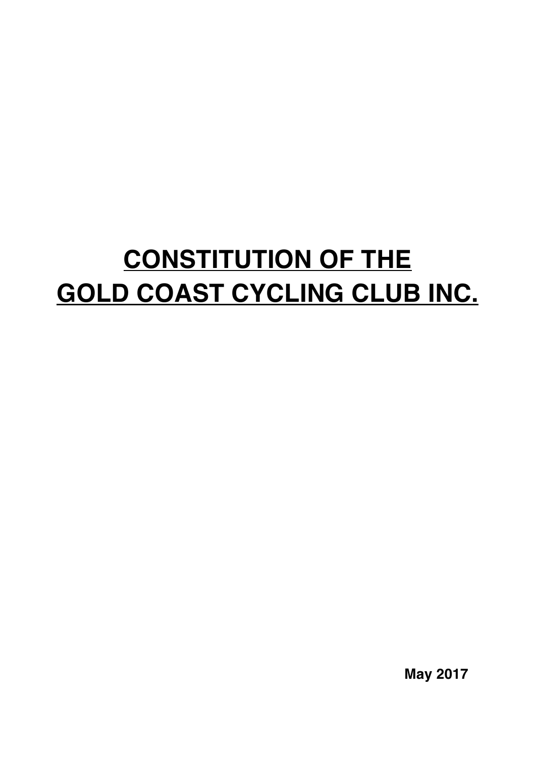# CONSTITUTION OF THE GOLD COAST CYCLING CLUB INC.

**May 2017**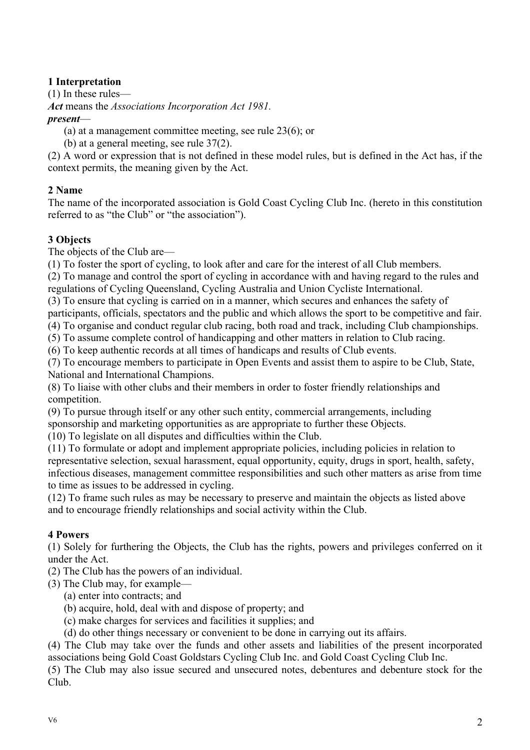## 1 Interpretation

(1) In these rules—

***Act*** means the *Associations Incorporation Act 1981.*

***present***—

(a) at a management committee meeting, see rule 23(6); or

(b) at a general meeting, see rule 37(2).

(2) A word or expression that is not defined in these model rules, but is defined in the Act has, if the context permits, the meaning given by the Act.

## 2 Name

The name of the incorporated association is Gold Coast Cycling Club Inc. (hereto in this constitution referred to as "the Club" or "the association").

## 3 Objects

The objects of the Club are—

(1) To foster the sport of cycling, to look after and care for the interest of all Club members.

(2) To manage and control the sport of cycling in accordance with and having regard to the rules and regulations of Cycling Queensland, Cycling Australia and Union Cycliste International.

(3) To ensure that cycling is carried on in a manner, which secures and enhances the safety of participants, officials, spectators and the public and which allows the sport to be competitive and fair.

(4) To organise and conduct regular club racing, both road and track, including Club championships.

(5) To assume complete control of handicapping and other matters in relation to Club racing.

(6) To keep authentic records at all times of handicaps and results of Club events.

(7) To encourage members to participate in Open Events and assist them to aspire to be Club, State, National and International Champions.

(8) To liaise with other clubs and their members in order to foster friendly relationships and competition.

(9) To pursue through itself or any other such entity, commercial arrangements, including sponsorship and marketing opportunities as are appropriate to further these Objects.

(10) To legislate on all disputes and difficulties within the Club.

(11) To formulate or adopt and implement appropriate policies, including policies in relation to representative selection, sexual harassment, equal opportunity, equity, drugs in sport, health, safety, infectious diseases, management committee responsibilities and such other matters as arise from time to time as issues to be addressed in cycling.

(12) To frame such rules as may be necessary to preserve and maintain the objects as listed above and to encourage friendly relationships and social activity within the Club.

## 4 Powers

(1) Solely for furthering the Objects, the Club has the rights, powers and privileges conferred on it under the Act.

(2) The Club has the powers of an individual.

(3) The Club may, for example—

(a) enter into contracts; and

(b) acquire, hold, deal with and dispose of property; and

(c) make charges for services and facilities it supplies; and

(d) do other things necessary or convenient to be done in carrying out its affairs.

(4) The Club may take over the funds and other assets and liabilities of the present incorporated associations being Gold Coast Goldstars Cycling Club Inc. and Gold Coast Cycling Club Inc.

(5) The Club may also issue secured and unsecured notes, debentures and debenture stock for the Club.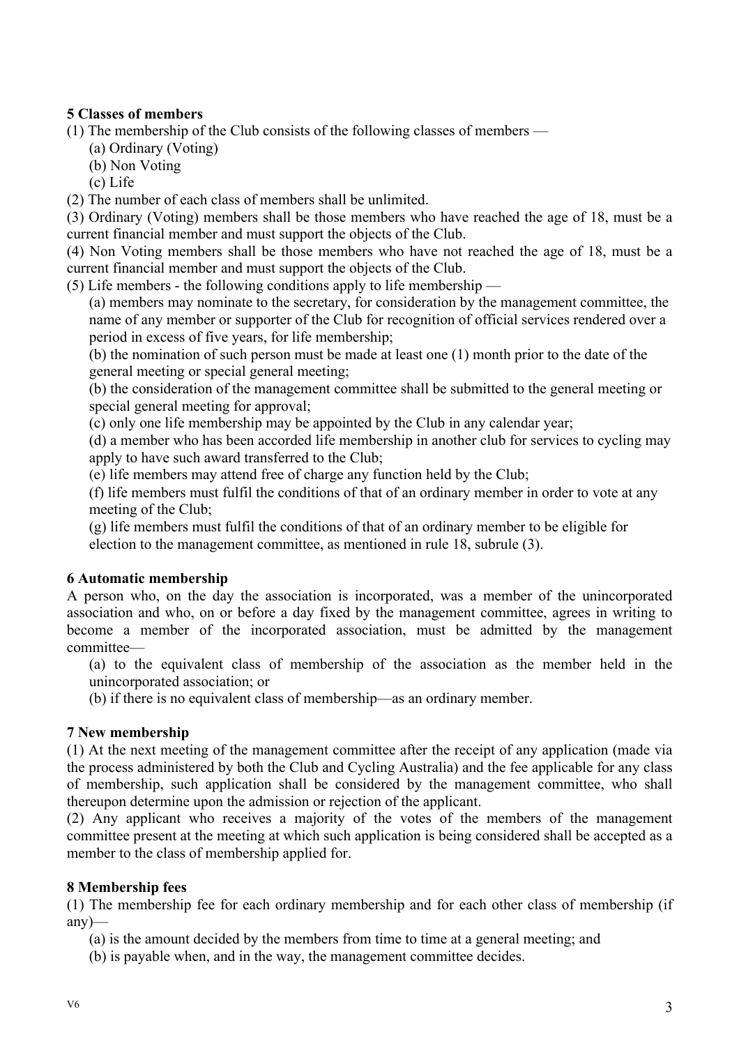**5 Classes of members**

(1) The membership of the Club consists of the following classes of members —

(a) Ordinary (Voting)

(b) Non Voting

(c) Life

(2) The number of each class of members shall be unlimited.

(3) Ordinary (Voting) members shall be those members who have reached the age of 18, must be a current financial member and must support the objects of the Club.

(4) Non Voting members shall be those members who have not reached the age of 18, must be a current financial member and must support the objects of the Club.

(5) Life members - the following conditions apply to life membership —

(a) members may nominate to the secretary, for consideration by the management committee, the name of any member or supporter of the Club for recognition of official services rendered over a period in excess of five years, for life membership;

(b) the nomination of such person must be made at least one (1) month prior to the date of the general meeting or special general meeting;

(b) the consideration of the management committee shall be submitted to the general meeting or special general meeting for approval;

(c) only one life membership may be appointed by the Club in any calendar year;

(d) a member who has been accorded life membership in another club for services to cycling may apply to have such award transferred to the Club;

(e) life members may attend free of charge any function held by the Club;

(f) life members must fulfil the conditions of that of an ordinary member in order to vote at any meeting of the Club;

(g) life members must fulfil the conditions of that of an ordinary member to be eligible for election to the management committee, as mentioned in rule 18, subrule (3).

**6 Automatic membership**

A person who, on the day the association is incorporated, was a member of the unincorporated association and who, on or before a day fixed by the management committee, agrees in writing to become a member of the incorporated association, must be admitted by the management committee—

(a) to the equivalent class of membership of the association as the member held in the unincorporated association; or

(b) if there is no equivalent class of membership—as an ordinary member.

**7 New membership**

(1) At the next meeting of the management committee after the receipt of any application (made via the process administered by both the Club and Cycling Australia) and the fee applicable for any class of membership, such application shall be considered by the management committee, who shall thereupon determine upon the admission or rejection of the applicant.

(2) Any applicant who receives a majority of the votes of the members of the management committee present at the meeting at which such application is being considered shall be accepted as a member to the class of membership applied for.

**8 Membership fees**

(1) The membership fee for each ordinary membership and for each other class of membership (if any)—

(a) is the amount decided by the members from time to time at a general meeting; and

(b) is payable when, and in the way, the management committee decides.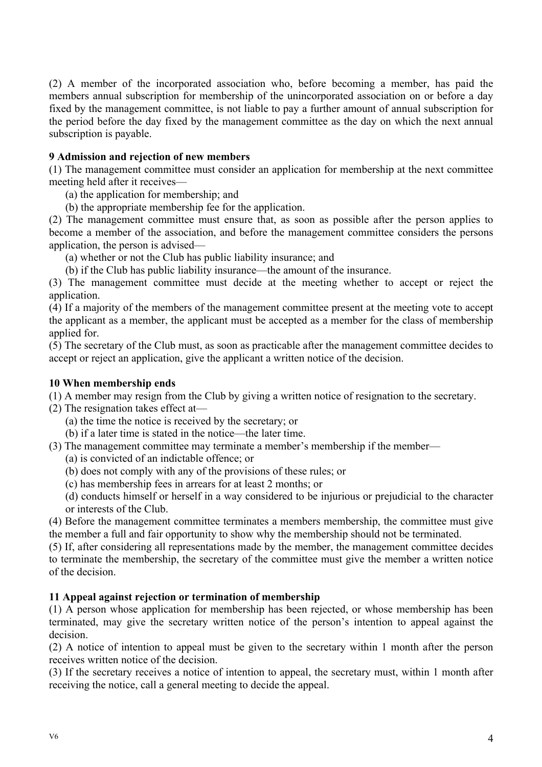(2) A member of the incorporated association who, before becoming a member, has paid the members annual subscription for membership of the unincorporated association on or before a day fixed by the management committee, is not liable to pay a further amount of annual subscription for the period before the day fixed by the management committee as the day on which the next annual subscription is payable.

**9 Admission and rejection of new members**

(1) The management committee must consider an application for membership at the next committee meeting held after it receives—

(a) the application for membership; and

(b) the appropriate membership fee for the application.

(2) The management committee must ensure that, as soon as possible after the person applies to become a member of the association, and before the management committee considers the persons application, the person is advised—

(a) whether or not the Club has public liability insurance; and

(b) if the Club has public liability insurance—the amount of the insurance.

(3) The management committee must decide at the meeting whether to accept or reject the application.

(4) If a majority of the members of the management committee present at the meeting vote to accept the applicant as a member, the applicant must be accepted as a member for the class of membership applied for.

(5) The secretary of the Club must, as soon as practicable after the management committee decides to accept or reject an application, give the applicant a written notice of the decision.

**10 When membership ends**

(1) A member may resign from the Club by giving a written notice of resignation to the secretary.

(2) The resignation takes effect at—

(a) the time the notice is received by the secretary; or

(b) if a later time is stated in the notice—the later time.

(3) The management committee may terminate a member's membership if the member—

(a) is convicted of an indictable offence; or

(b) does not comply with any of the provisions of these rules; or

(c) has membership fees in arrears for at least 2 months; or

(d) conducts himself or herself in a way considered to be injurious or prejudicial to the character or interests of the Club.

(4) Before the management committee terminates a members membership, the committee must give the member a full and fair opportunity to show why the membership should not be terminated.

(5) If, after considering all representations made by the member, the management committee decides to terminate the membership, the secretary of the committee must give the member a written notice of the decision.

**11 Appeal against rejection or termination of membership**

(1) A person whose application for membership has been rejected, or whose membership has been terminated, may give the secretary written notice of the person's intention to appeal against the decision.

(2) A notice of intention to appeal must be given to the secretary within 1 month after the person receives written notice of the decision.

(3) If the secretary receives a notice of intention to appeal, the secretary must, within 1 month after receiving the notice, call a general meeting to decide the appeal.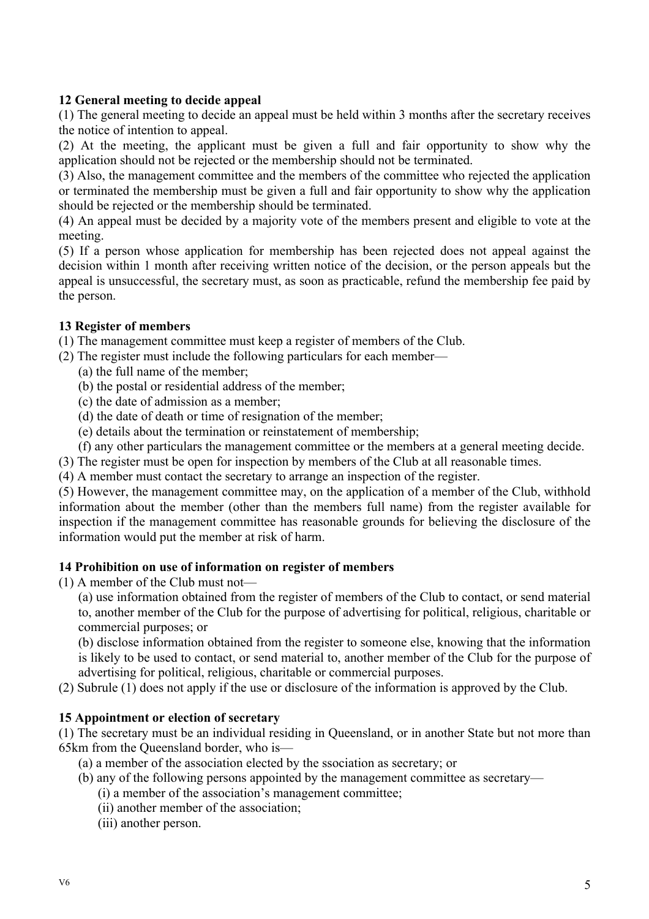**12 General meeting to decide appeal**

(1) The general meeting to decide an appeal must be held within 3 months after the secretary receives the notice of intention to appeal.

(2) At the meeting, the applicant must be given a full and fair opportunity to show why the application should not be rejected or the membership should not be terminated.

(3) Also, the management committee and the members of the committee who rejected the application or terminated the membership must be given a full and fair opportunity to show why the application should be rejected or the membership should be terminated.

(4) An appeal must be decided by a majority vote of the members present and eligible to vote at the meeting.

(5) If a person whose application for membership has been rejected does not appeal against the decision within 1 month after receiving written notice of the decision, or the person appeals but the appeal is unsuccessful, the secretary must, as soon as practicable, refund the membership fee paid by the person.

**13 Register of members**

(1) The management committee must keep a register of members of the Club.

(2) The register must include the following particulars for each member—

- (a) the full name of the member;
- (b) the postal or residential address of the member;
- (c) the date of admission as a member;
- (d) the date of death or time of resignation of the member;
- (e) details about the termination or reinstatement of membership;
- (f) any other particulars the management committee or the members at a general meeting decide.

(3) The register must be open for inspection by members of the Club at all reasonable times.

(4) A member must contact the secretary to arrange an inspection of the register.

(5) However, the management committee may, on the application of a member of the Club, withhold information about the member (other than the members full name) from the register available for inspection if the management committee has reasonable grounds for believing the disclosure of the information would put the member at risk of harm.

**14 Prohibition on use of information on register of members**

(1) A member of the Club must not—

- (a) use information obtained from the register of members of the Club to contact, or send material to, another member of the Club for the purpose of advertising for political, religious, charitable or commercial purposes; or
- (b) disclose information obtained from the register to someone else, knowing that the information is likely to be used to contact, or send material to, another member of the Club for the purpose of advertising for political, religious, charitable or commercial purposes.

(2) Subrule (1) does not apply if the use or disclosure of the information is approved by the Club.

**15 Appointment or election of secretary**

(1) The secretary must be an individual residing in Queensland, or in another State but not more than 65km from the Queensland border, who is—

- (a) a member of the association elected by the ssociation as secretary; or
- (b) any of the following persons appointed by the management committee as secretary—
  - (i) a member of the association's management committee;
  - (ii) another member of the association;
  - (iii) another person.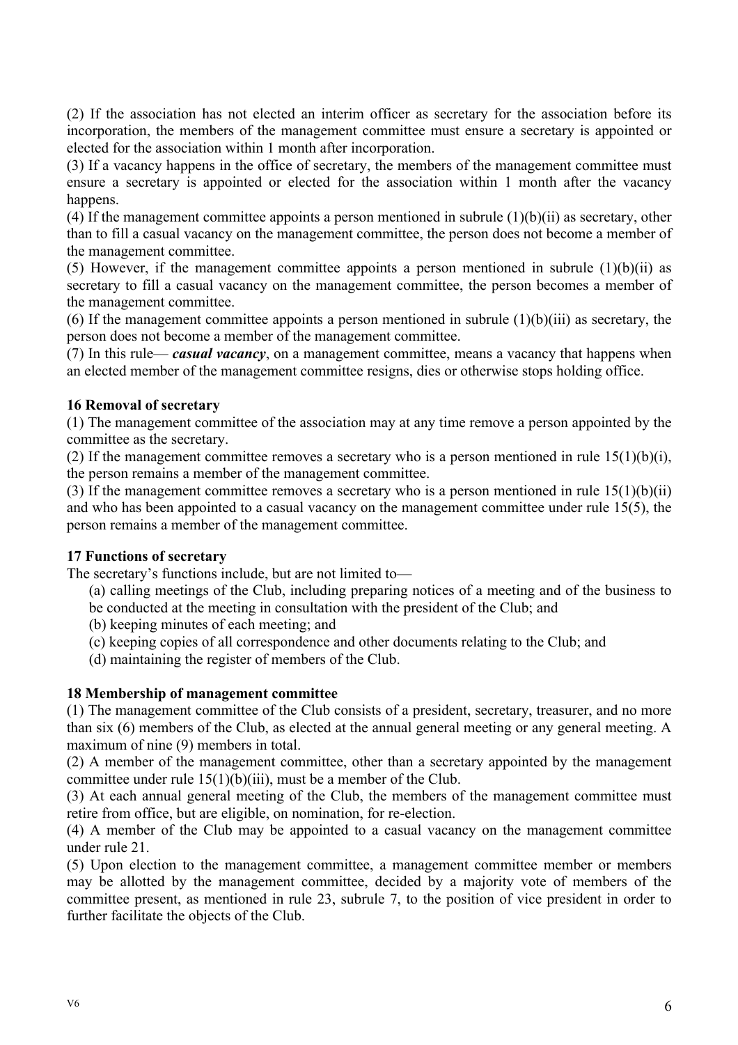(2) If the association has not elected an interim officer as secretary for the association before its incorporation, the members of the management committee must ensure a secretary is appointed or elected for the association within 1 month after incorporation.

(3) If a vacancy happens in the office of secretary, the members of the management committee must ensure a secretary is appointed or elected for the association within 1 month after the vacancy happens.

(4) If the management committee appoints a person mentioned in subrule (1)(b)(ii) as secretary, other than to fill a casual vacancy on the management committee, the person does not become a member of the management committee.

(5) However, if the management committee appoints a person mentioned in subrule (1)(b)(ii) as secretary to fill a casual vacancy on the management committee, the person becomes a member of the management committee.

(6) If the management committee appoints a person mentioned in subrule (1)(b)(iii) as secretary, the person does not become a member of the management committee.

(7) In this rule— ***casual vacancy***, on a management committee, means a vacancy that happens when an elected member of the management committee resigns, dies or otherwise stops holding office.

**16 Removal of secretary**

(1) The management committee of the association may at any time remove a person appointed by the committee as the secretary.

(2) If the management committee removes a secretary who is a person mentioned in rule 15(1)(b)(i), the person remains a member of the management committee.

(3) If the management committee removes a secretary who is a person mentioned in rule 15(1)(b)(ii) and who has been appointed to a casual vacancy on the management committee under rule 15(5), the person remains a member of the management committee.

**17 Functions of secretary**

The secretary's functions include, but are not limited to—

(a) calling meetings of the Club, including preparing notices of a meeting and of the business to be conducted at the meeting in consultation with the president of the Club; and

(b) keeping minutes of each meeting; and

(c) keeping copies of all correspondence and other documents relating to the Club; and

(d) maintaining the register of members of the Club.

**18 Membership of management committee**

(1) The management committee of the Club consists of a president, secretary, treasurer, and no more than six (6) members of the Club, as elected at the annual general meeting or any general meeting. A maximum of nine (9) members in total.

(2) A member of the management committee, other than a secretary appointed by the management committee under rule 15(1)(b)(iii), must be a member of the Club.

(3) At each annual general meeting of the Club, the members of the management committee must retire from office, but are eligible, on nomination, for re-election.

(4) A member of the Club may be appointed to a casual vacancy on the management committee under rule 21.

(5) Upon election to the management committee, a management committee member or members may be allotted by the management committee, decided by a majority vote of members of the committee present, as mentioned in rule 23, subrule 7, to the position of vice president in order to further facilitate the objects of the Club.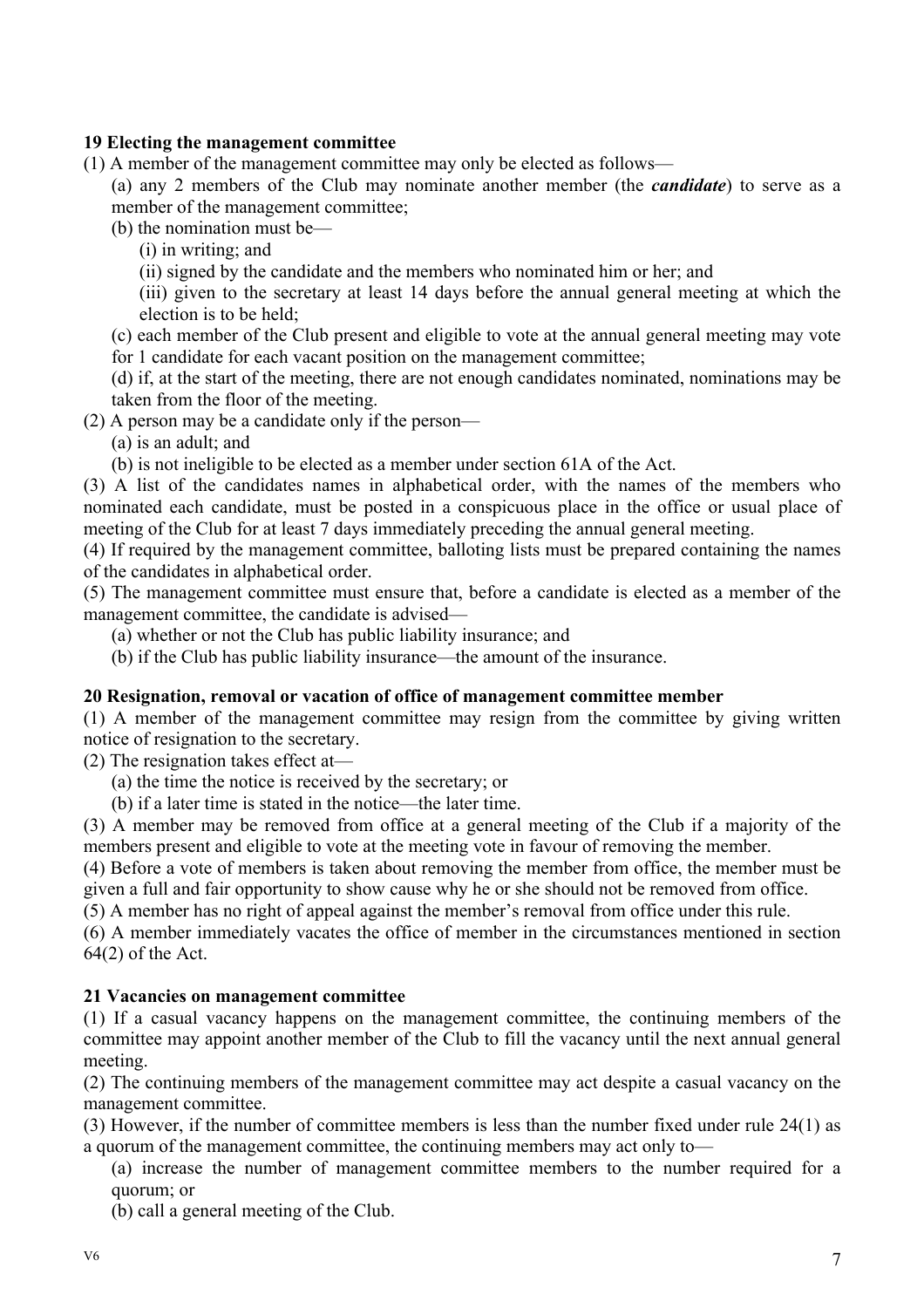**19 Electing the management committee**

(1) A member of the management committee may only be elected as follows—

(a) any 2 members of the Club may nominate another member (the ***candidate***) to serve as a member of the management committee;

(b) the nomination must be—

(i) in writing; and

(ii) signed by the candidate and the members who nominated him or her; and

(iii) given to the secretary at least 14 days before the annual general meeting at which the election is to be held;

(c) each member of the Club present and eligible to vote at the annual general meeting may vote for 1 candidate for each vacant position on the management committee;

(d) if, at the start of the meeting, there are not enough candidates nominated, nominations may be taken from the floor of the meeting.

(2) A person may be a candidate only if the person—

(a) is an adult; and

(b) is not ineligible to be elected as a member under section 61A of the Act.

(3) A list of the candidates names in alphabetical order, with the names of the members who nominated each candidate, must be posted in a conspicuous place in the office or usual place of meeting of the Club for at least 7 days immediately preceding the annual general meeting.

(4) If required by the management committee, balloting lists must be prepared containing the names of the candidates in alphabetical order.

(5) The management committee must ensure that, before a candidate is elected as a member of the management committee, the candidate is advised—

(a) whether or not the Club has public liability insurance; and

(b) if the Club has public liability insurance—the amount of the insurance.

**20 Resignation, removal or vacation of office of management committee member**

(1) A member of the management committee may resign from the committee by giving written notice of resignation to the secretary.

(2) The resignation takes effect at—

(a) the time the notice is received by the secretary; or

(b) if a later time is stated in the notice—the later time.

(3) A member may be removed from office at a general meeting of the Club if a majority of the members present and eligible to vote at the meeting vote in favour of removing the member.

(4) Before a vote of members is taken about removing the member from office, the member must be given a full and fair opportunity to show cause why he or she should not be removed from office.

(5) A member has no right of appeal against the member's removal from office under this rule.

(6) A member immediately vacates the office of member in the circumstances mentioned in section 64(2) of the Act.

**21 Vacancies on management committee**

(1) If a casual vacancy happens on the management committee, the continuing members of the committee may appoint another member of the Club to fill the vacancy until the next annual general meeting.

(2) The continuing members of the management committee may act despite a casual vacancy on the management committee.

(3) However, if the number of committee members is less than the number fixed under rule 24(1) as a quorum of the management committee, the continuing members may act only to—

(a) increase the number of management committee members to the number required for a quorum; or

(b) call a general meeting of the Club.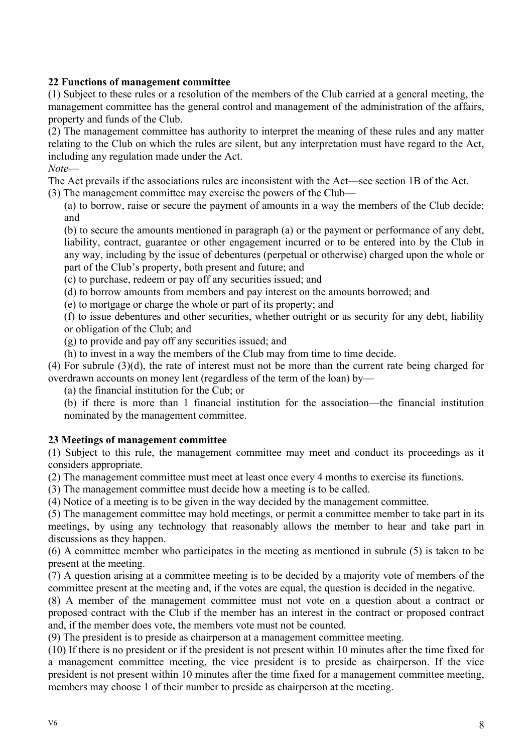**22 Functions of management committee**

(1) Subject to these rules or a resolution of the members of the Club carried at a general meeting, the management committee has the general control and management of the administration of the affairs, property and funds of the Club.

(2) The management committee has authority to interpret the meaning of these rules and any matter relating to the Club on which the rules are silent, but any interpretation must have regard to the Act, including any regulation made under the Act.

*Note*—

The Act prevails if the associations rules are inconsistent with the Act—see section 1B of the Act.

(3) The management committee may exercise the powers of the Club—

(a) to borrow, raise or secure the payment of amounts in a way the members of the Club decide; and

(b) to secure the amounts mentioned in paragraph (a) or the payment or performance of any debt, liability, contract, guarantee or other engagement incurred or to be entered into by the Club in any way, including by the issue of debentures (perpetual or otherwise) charged upon the whole or part of the Club's property, both present and future; and

(c) to purchase, redeem or pay off any securities issued; and

(d) to borrow amounts from members and pay interest on the amounts borrowed; and

(e) to mortgage or charge the whole or part of its property; and

(f) to issue debentures and other securities, whether outright or as security for any debt, liability or obligation of the Club; and

(g) to provide and pay off any securities issued; and

(h) to invest in a way the members of the Club may from time to time decide.

(4) For subrule (3)(d), the rate of interest must not be more than the current rate being charged for overdrawn accounts on money lent (regardless of the term of the loan) by—

(a) the financial institution for the Cub; or

(b) if there is more than 1 financial institution for the association—the financial institution nominated by the management committee.

**23 Meetings of management committee**

(1) Subject to this rule, the management committee may meet and conduct its proceedings as it considers appropriate.

(2) The management committee must meet at least once every 4 months to exercise its functions.

(3) The management committee must decide how a meeting is to be called.

(4) Notice of a meeting is to be given in the way decided by the management committee.

(5) The management committee may hold meetings, or permit a committee member to take part in its meetings, by using any technology that reasonably allows the member to hear and take part in discussions as they happen.

(6) A committee member who participates in the meeting as mentioned in subrule (5) is taken to be present at the meeting.

(7) A question arising at a committee meeting is to be decided by a majority vote of members of the committee present at the meeting and, if the votes are equal, the question is decided in the negative.

(8) A member of the management committee must not vote on a question about a contract or proposed contract with the Club if the member has an interest in the contract or proposed contract and, if the member does vote, the members vote must not be counted.

(9) The president is to preside as chairperson at a management committee meeting.

(10) If there is no president or if the president is not present within 10 minutes after the time fixed for a management committee meeting, the vice president is to preside as chairperson. If the vice president is not present within 10 minutes after the time fixed for a management committee meeting, members may choose 1 of their number to preside as chairperson at the meeting.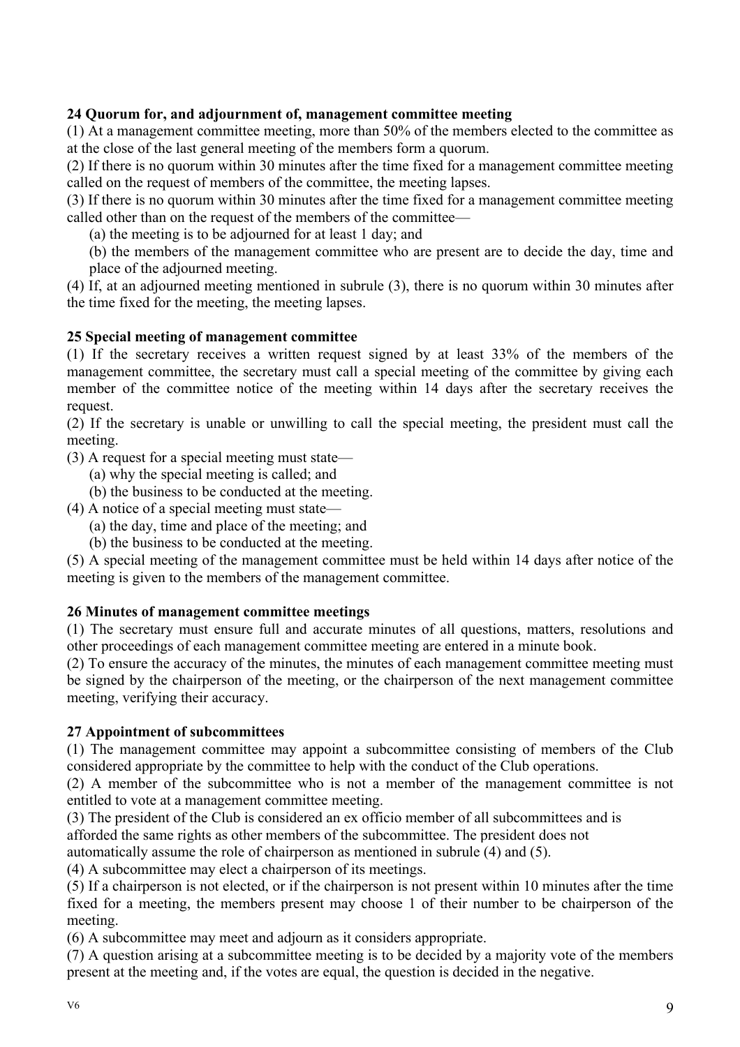**24 Quorum for, and adjournment of, management committee meeting**

(1) At a management committee meeting, more than 50% of the members elected to the committee as at the close of the last general meeting of the members form a quorum.

(2) If there is no quorum within 30 minutes after the time fixed for a management committee meeting called on the request of members of the committee, the meeting lapses.

(3) If there is no quorum within 30 minutes after the time fixed for a management committee meeting called other than on the request of the members of the committee—

(a) the meeting is to be adjourned for at least 1 day; and

(b) the members of the management committee who are present are to decide the day, time and place of the adjourned meeting.

(4) If, at an adjourned meeting mentioned in subrule (3), there is no quorum within 30 minutes after the time fixed for the meeting, the meeting lapses.

**25 Special meeting of management committee**

(1) If the secretary receives a written request signed by at least 33% of the members of the management committee, the secretary must call a special meeting of the committee by giving each member of the committee notice of the meeting within 14 days after the secretary receives the request.

(2) If the secretary is unable or unwilling to call the special meeting, the president must call the meeting.

(3) A request for a special meeting must state—

(a) why the special meeting is called; and

(b) the business to be conducted at the meeting.

(4) A notice of a special meeting must state—

(a) the day, time and place of the meeting; and

(b) the business to be conducted at the meeting.

(5) A special meeting of the management committee must be held within 14 days after notice of the meeting is given to the members of the management committee.

**26 Minutes of management committee meetings**

(1) The secretary must ensure full and accurate minutes of all questions, matters, resolutions and other proceedings of each management committee meeting are entered in a minute book.

(2) To ensure the accuracy of the minutes, the minutes of each management committee meeting must be signed by the chairperson of the meeting, or the chairperson of the next management committee meeting, verifying their accuracy.

**27 Appointment of subcommittees**

(1) The management committee may appoint a subcommittee consisting of members of the Club considered appropriate by the committee to help with the conduct of the Club operations.

(2) A member of the subcommittee who is not a member of the management committee is not entitled to vote at a management committee meeting.

(3) The president of the Club is considered an ex officio member of all subcommittees and is afforded the same rights as other members of the subcommittee. The president does not automatically assume the role of chairperson as mentioned in subrule (4) and (5).

(4) A subcommittee may elect a chairperson of its meetings.

(5) If a chairperson is not elected, or if the chairperson is not present within 10 minutes after the time fixed for a meeting, the members present may choose 1 of their number to be chairperson of the meeting.

(6) A subcommittee may meet and adjourn as it considers appropriate.

(7) A question arising at a subcommittee meeting is to be decided by a majority vote of the members present at the meeting and, if the votes are equal, the question is decided in the negative.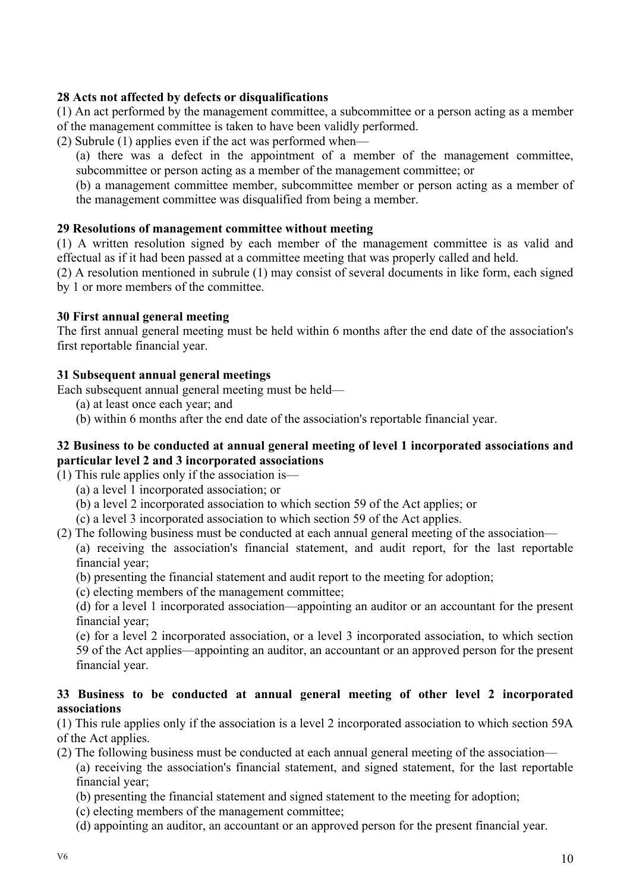**28 Acts not affected by defects or disqualifications**

(1) An act performed by the management committee, a subcommittee or a person acting as a member of the management committee is taken to have been validly performed.

(2) Subrule (1) applies even if the act was performed when—

(a) there was a defect in the appointment of a member of the management committee, subcommittee or person acting as a member of the management committee; or

(b) a management committee member, subcommittee member or person acting as a member of the management committee was disqualified from being a member.

**29 Resolutions of management committee without meeting**

(1) A written resolution signed by each member of the management committee is as valid and effectual as if it had been passed at a committee meeting that was properly called and held.

(2) A resolution mentioned in subrule (1) may consist of several documents in like form, each signed by 1 or more members of the committee.

**30 First annual general meeting**

The first annual general meeting must be held within 6 months after the end date of the association's first reportable financial year.

**31 Subsequent annual general meetings**

Each subsequent annual general meeting must be held—

(a) at least once each year; and

(b) within 6 months after the end date of the association's reportable financial year.

**32 Business to be conducted at annual general meeting of level 1 incorporated associations and particular level 2 and 3 incorporated associations**

(1) This rule applies only if the association is—

(a) a level 1 incorporated association; or

(b) a level 2 incorporated association to which section 59 of the Act applies; or

(c) a level 3 incorporated association to which section 59 of the Act applies.

(2) The following business must be conducted at each annual general meeting of the association—

(a) receiving the association's financial statement, and audit report, for the last reportable financial year;

(b) presenting the financial statement and audit report to the meeting for adoption;

(c) electing members of the management committee;

(d) for a level 1 incorporated association—appointing an auditor or an accountant for the present financial year;

(e) for a level 2 incorporated association, or a level 3 incorporated association, to which section 59 of the Act applies—appointing an auditor, an accountant or an approved person for the present financial year.

**33 Business to be conducted at annual general meeting of other level 2 incorporated associations**

(1) This rule applies only if the association is a level 2 incorporated association to which section 59A of the Act applies.

(2) The following business must be conducted at each annual general meeting of the association—

(a) receiving the association's financial statement, and signed statement, for the last reportable financial year;

(b) presenting the financial statement and signed statement to the meeting for adoption;

(c) electing members of the management committee;

(d) appointing an auditor, an accountant or an approved person for the present financial year.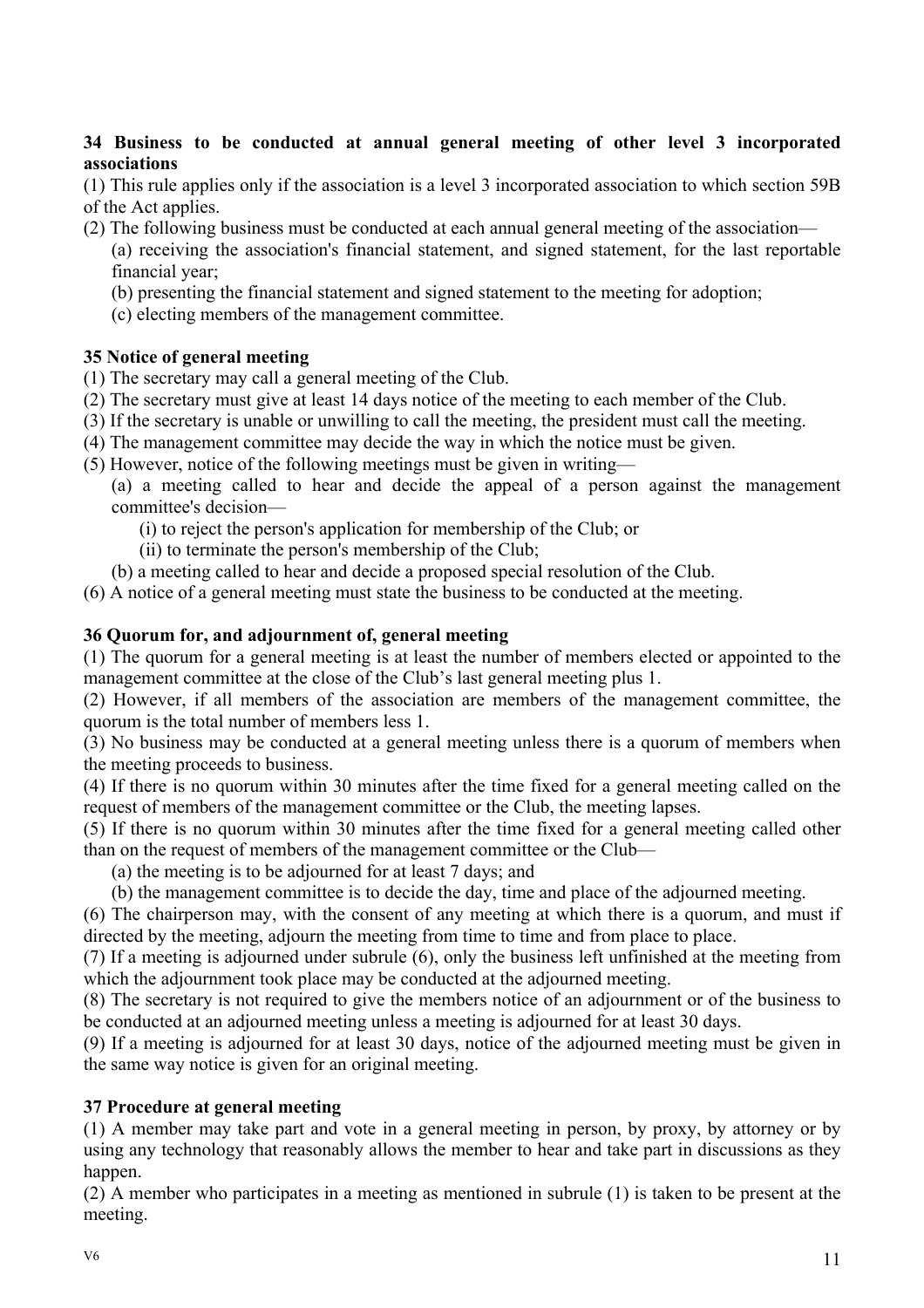**34 Business to be conducted at annual general meeting of other level 3 incorporated associations**

(1) This rule applies only if the association is a level 3 incorporated association to which section 59B of the Act applies.

(2) The following business must be conducted at each annual general meeting of the association—

(a) receiving the association's financial statement, and signed statement, for the last reportable financial year;

(b) presenting the financial statement and signed statement to the meeting for adoption;

(c) electing members of the management committee.

**35 Notice of general meeting**

(1) The secretary may call a general meeting of the Club.

(2) The secretary must give at least 14 days notice of the meeting to each member of the Club.

(3) If the secretary is unable or unwilling to call the meeting, the president must call the meeting.

(4) The management committee may decide the way in which the notice must be given.

(5) However, notice of the following meetings must be given in writing—

(a) a meeting called to hear and decide the appeal of a person against the management committee's decision—

(i) to reject the person's application for membership of the Club; or

(ii) to terminate the person's membership of the Club;

(b) a meeting called to hear and decide a proposed special resolution of the Club.

(6) A notice of a general meeting must state the business to be conducted at the meeting.

**36 Quorum for, and adjournment of, general meeting**

(1) The quorum for a general meeting is at least the number of members elected or appointed to the management committee at the close of the Club's last general meeting plus 1.

(2) However, if all members of the association are members of the management committee, the quorum is the total number of members less 1.

(3) No business may be conducted at a general meeting unless there is a quorum of members when the meeting proceeds to business.

(4) If there is no quorum within 30 minutes after the time fixed for a general meeting called on the request of members of the management committee or the Club, the meeting lapses.

(5) If there is no quorum within 30 minutes after the time fixed for a general meeting called other than on the request of members of the management committee or the Club—

(a) the meeting is to be adjourned for at least 7 days; and

(b) the management committee is to decide the day, time and place of the adjourned meeting.

(6) The chairperson may, with the consent of any meeting at which there is a quorum, and must if directed by the meeting, adjourn the meeting from time to time and from place to place.

(7) If a meeting is adjourned under subrule (6), only the business left unfinished at the meeting from which the adjournment took place may be conducted at the adjourned meeting.

(8) The secretary is not required to give the members notice of an adjournment or of the business to be conducted at an adjourned meeting unless a meeting is adjourned for at least 30 days.

(9) If a meeting is adjourned for at least 30 days, notice of the adjourned meeting must be given in the same way notice is given for an original meeting.

**37 Procedure at general meeting**

(1) A member may take part and vote in a general meeting in person, by proxy, by attorney or by using any technology that reasonably allows the member to hear and take part in discussions as they happen.

(2) A member who participates in a meeting as mentioned in subrule (1) is taken to be present at the meeting.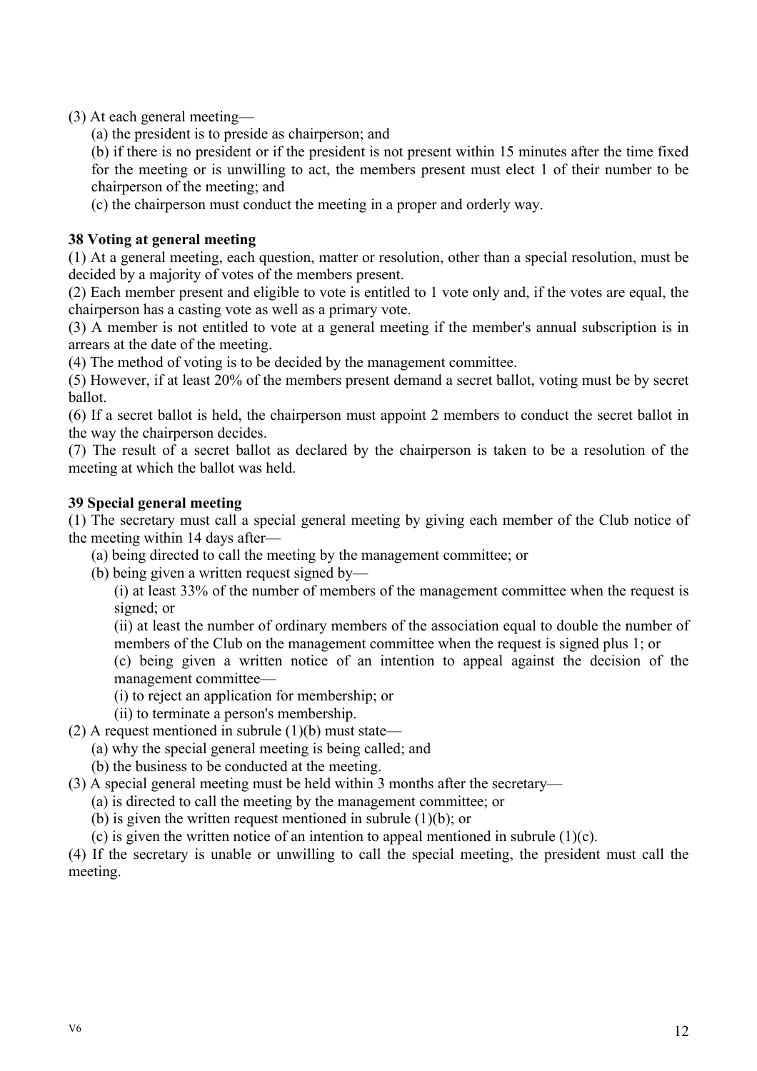(3) At each general meeting—

(a) the president is to preside as chairperson; and

(b) if there is no president or if the president is not present within 15 minutes after the time fixed for the meeting or is unwilling to act, the members present must elect 1 of their number to be chairperson of the meeting; and

(c) the chairperson must conduct the meeting in a proper and orderly way.

**38 Voting at general meeting**

(1) At a general meeting, each question, matter or resolution, other than a special resolution, must be decided by a majority of votes of the members present.

(2) Each member present and eligible to vote is entitled to 1 vote only and, if the votes are equal, the chairperson has a casting vote as well as a primary vote.

(3) A member is not entitled to vote at a general meeting if the member's annual subscription is in arrears at the date of the meeting.

(4) The method of voting is to be decided by the management committee.

(5) However, if at least 20% of the members present demand a secret ballot, voting must be by secret ballot.

(6) If a secret ballot is held, the chairperson must appoint 2 members to conduct the secret ballot in the way the chairperson decides.

(7) The result of a secret ballot as declared by the chairperson is taken to be a resolution of the meeting at which the ballot was held.

**39 Special general meeting**

(1) The secretary must call a special general meeting by giving each member of the Club notice of the meeting within 14 days after—

(a) being directed to call the meeting by the management committee; or

(b) being given a written request signed by—

(i) at least 33% of the number of members of the management committee when the request is signed; or

(ii) at least the number of ordinary members of the association equal to double the number of members of the Club on the management committee when the request is signed plus 1; or

(c) being given a written notice of an intention to appeal against the decision of the management committee—

(i) to reject an application for membership; or

(ii) to terminate a person's membership.

(2) A request mentioned in subrule (1)(b) must state—

(a) why the special general meeting is being called; and

(b) the business to be conducted at the meeting.

(3) A special general meeting must be held within 3 months after the secretary—

(a) is directed to call the meeting by the management committee; or

(b) is given the written request mentioned in subrule (1)(b); or

(c) is given the written notice of an intention to appeal mentioned in subrule (1)(c).

(4) If the secretary is unable or unwilling to call the special meeting, the president must call the meeting.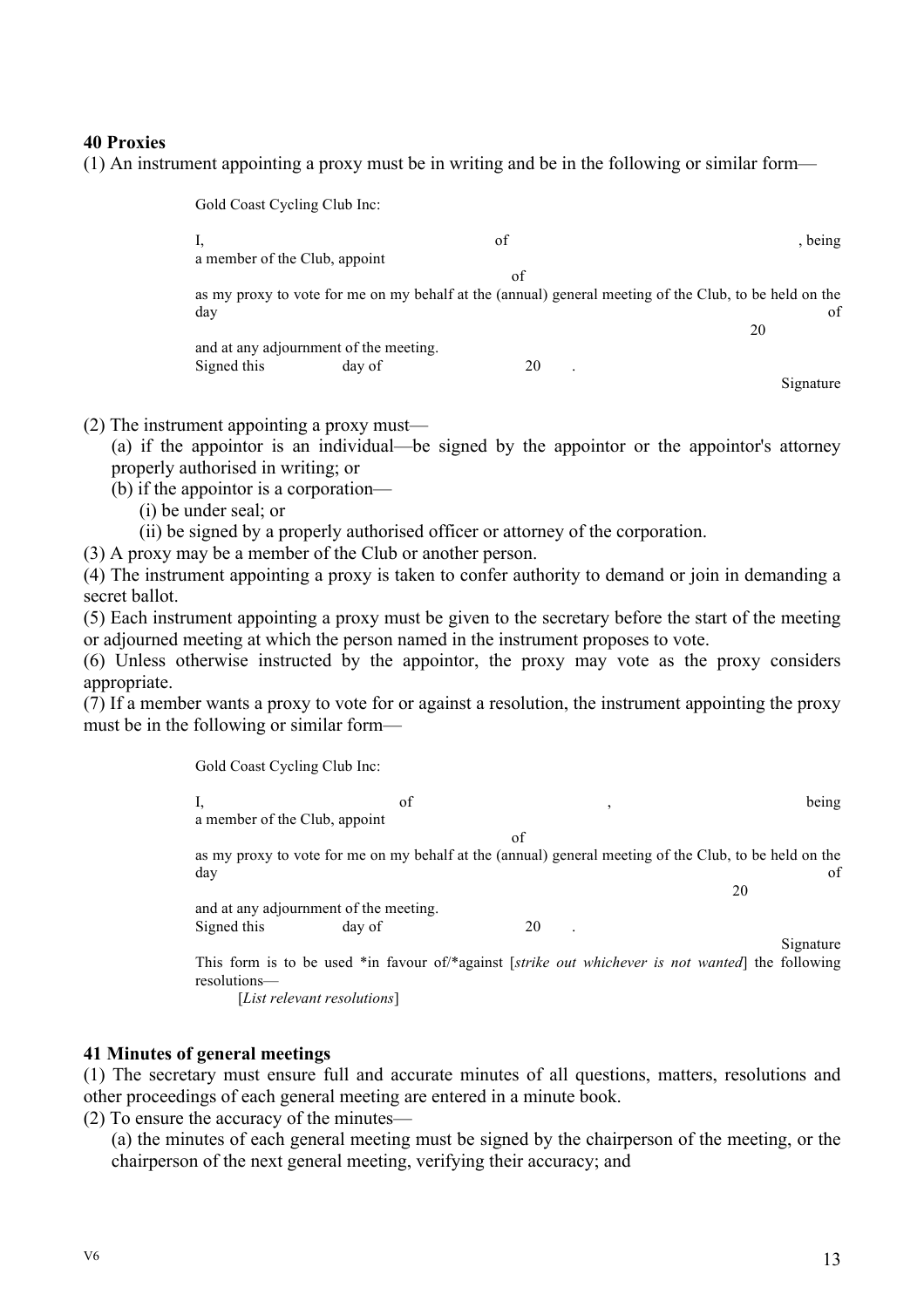**40 Proxies**

(1) An instrument appointing a proxy must be in writing and be in the following or similar form—

> Gold Coast Cycling Club Inc:
>
> I, of , being a member of the Club, appoint
> of
> as my proxy to vote for me on my behalf at the (annual) general meeting of the Club, to be held on the day of
> 20
> and at any adjournment of the meeting.
> Signed this day of 20 .
> Signature

(2) The instrument appointing a proxy must—

- (a) if the appointor is an individual—be signed by the appointor or the appointor's attorney properly authorised in writing; or
- (b) if the appointor is a corporation—
  - (i) be under seal; or
  - (ii) be signed by a properly authorised officer or attorney of the corporation.

(3) A proxy may be a member of the Club or another person.

(4) The instrument appointing a proxy is taken to confer authority to demand or join in demanding a secret ballot.

(5) Each instrument appointing a proxy must be given to the secretary before the start of the meeting or adjourned meeting at which the person named in the instrument proposes to vote.

(6) Unless otherwise instructed by the appointor, the proxy may vote as the proxy considers appropriate.

(7) If a member wants a proxy to vote for or against a resolution, the instrument appointing the proxy must be in the following or similar form—

> Gold Coast Cycling Club Inc:
>
> I, of , being a member of the Club, appoint
> of
> as my proxy to vote for me on my behalf at the (annual) general meeting of the Club, to be held on the day of
> 20
> and at any adjournment of the meeting.
> Signed this day of 20 .
> Signature
> This form is to be used *in favour of/*against [*strike out whichever is not wanted*] the following resolutions—
> [*List relevant resolutions*]

**41 Minutes of general meetings**

(1) The secretary must ensure full and accurate minutes of all questions, matters, resolutions and other proceedings of each general meeting are entered in a minute book.

(2) To ensure the accuracy of the minutes—

- (a) the minutes of each general meeting must be signed by the chairperson of the meeting, or the chairperson of the next general meeting, verifying their accuracy; and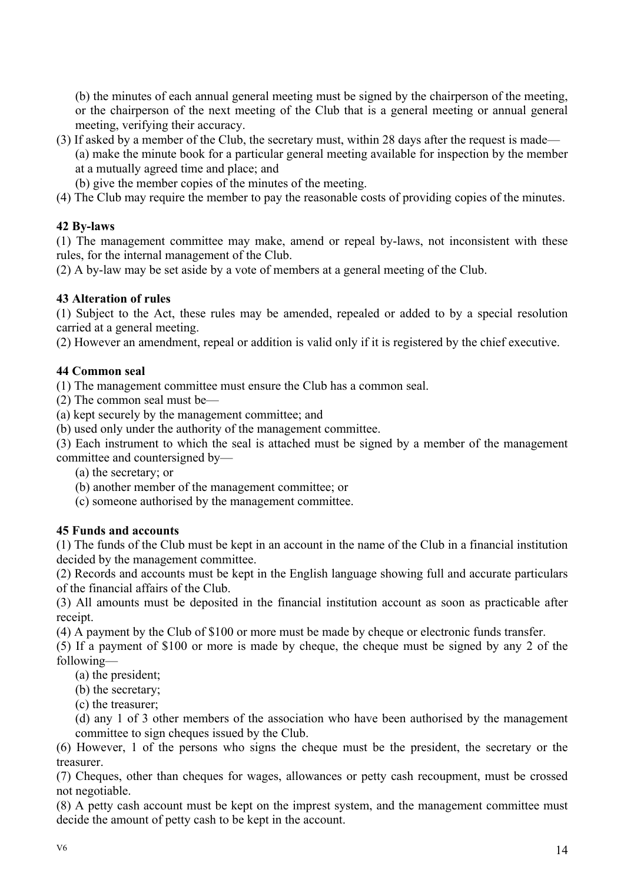(b) the minutes of each annual general meeting must be signed by the chairperson of the meeting, or the chairperson of the next meeting of the Club that is a general meeting or annual general meeting, verifying their accuracy.

(3) If asked by a member of the Club, the secretary must, within 28 days after the request is made—

(a) make the minute book for a particular general meeting available for inspection by the member at a mutually agreed time and place; and

(b) give the member copies of the minutes of the meeting.

(4) The Club may require the member to pay the reasonable costs of providing copies of the minutes.

**42 By-laws**

(1) The management committee may make, amend or repeal by-laws, not inconsistent with these rules, for the internal management of the Club.

(2) A by-law may be set aside by a vote of members at a general meeting of the Club.

**43 Alteration of rules**

(1) Subject to the Act, these rules may be amended, repealed or added to by a special resolution carried at a general meeting.

(2) However an amendment, repeal or addition is valid only if it is registered by the chief executive.

**44 Common seal**

(1) The management committee must ensure the Club has a common seal.

(2) The common seal must be—

(a) kept securely by the management committee; and

(b) used only under the authority of the management committee.

(3) Each instrument to which the seal is attached must be signed by a member of the management committee and countersigned by—

(a) the secretary; or

(b) another member of the management committee; or

(c) someone authorised by the management committee.

**45 Funds and accounts**

(1) The funds of the Club must be kept in an account in the name of the Club in a financial institution decided by the management committee.

(2) Records and accounts must be kept in the English language showing full and accurate particulars of the financial affairs of the Club.

(3) All amounts must be deposited in the financial institution account as soon as practicable after receipt.

(4) A payment by the Club of $100 or more must be made by cheque or electronic funds transfer.

(5) If a payment of $100 or more is made by cheque, the cheque must be signed by any 2 of the following—

(a) the president;

(b) the secretary;

(c) the treasurer;

(d) any 1 of 3 other members of the association who have been authorised by the management committee to sign cheques issued by the Club.

(6) However, 1 of the persons who signs the cheque must be the president, the secretary or the treasurer.

(7) Cheques, other than cheques for wages, allowances or petty cash recoupment, must be crossed not negotiable.

(8) A petty cash account must be kept on the imprest system, and the management committee must decide the amount of petty cash to be kept in the account.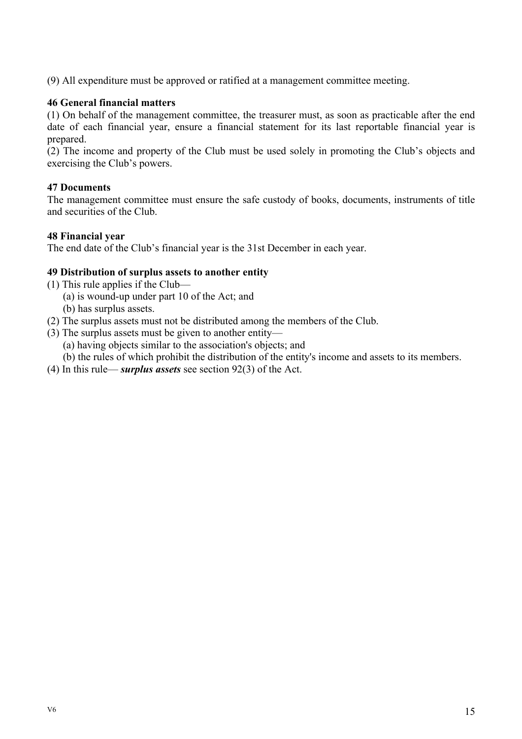(9) All expenditure must be approved or ratified at a management committee meeting.

### 46 General financial matters

(1) On behalf of the management committee, the treasurer must, as soon as practicable after the end date of each financial year, ensure a financial statement for its last reportable financial year is prepared.

(2) The income and property of the Club must be used solely in promoting the Club's objects and exercising the Club's powers.

### 47 Documents

The management committee must ensure the safe custody of books, documents, instruments of title and securities of the Club.

### 48 Financial year

The end date of the Club's financial year is the 31st December in each year.

### 49 Distribution of surplus assets to another entity

(1) This rule applies if the Club—

- (a) is wound-up under part 10 of the Act; and
- (b) has surplus assets.

(2) The surplus assets must not be distributed among the members of the Club.

(3) The surplus assets must be given to another entity—

- (a) having objects similar to the association's objects; and
- (b) the rules of which prohibit the distribution of the entity's income and assets to its members.

(4) In this rule— ***surplus assets*** see section 92(3) of the Act.